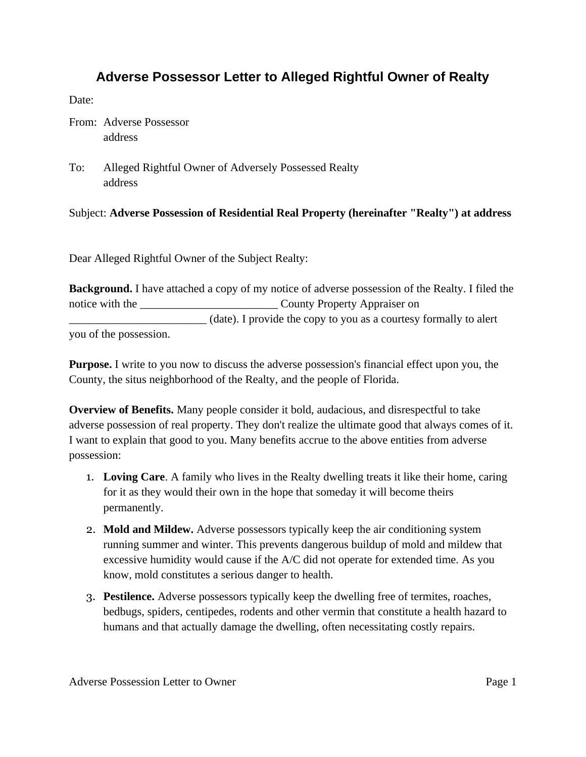# Adverse Possessor Letter to Alleged Rightful Owner of Realty

Date:

From: Adverse Possessor
address

To: Alleged Rightful Owner of Adversely Possessed Realty
address

Subject: **Adverse Possession of Residential Real Property (hereinafter "Realty") at address**

Dear Alleged Rightful Owner of the Subject Realty:

**Background.** I have attached a copy of my notice of adverse possession of the Realty. I filed the notice with the ________________________ County Property Appraiser on ________________________ (date). I provide the copy to you as a courtesy formally to alert you of the possession.

**Purpose.** I write to you now to discuss the adverse possession's financial effect upon you, the County, the situs neighborhood of the Realty, and the people of Florida.

**Overview of Benefits.** Many people consider it bold, audacious, and disrespectful to take adverse possession of real property. They don't realize the ultimate good that always comes of it. I want to explain that good to you. Many benefits accrue to the above entities from adverse possession:

1. **Loving Care**. A family who lives in the Realty dwelling treats it like their home, caring for it as they would their own in the hope that someday it will become theirs permanently.
2. **Mold and Mildew.** Adverse possessors typically keep the air conditioning system running summer and winter. This prevents dangerous buildup of mold and mildew that excessive humidity would cause if the A/C did not operate for extended time. As you know, mold constitutes a serious danger to health.
3. **Pestilence.** Adverse possessors typically keep the dwelling free of termites, roaches, bedbugs, spiders, centipedes, rodents and other vermin that constitute a health hazard to humans and that actually damage the dwelling, often necessitating costly repairs.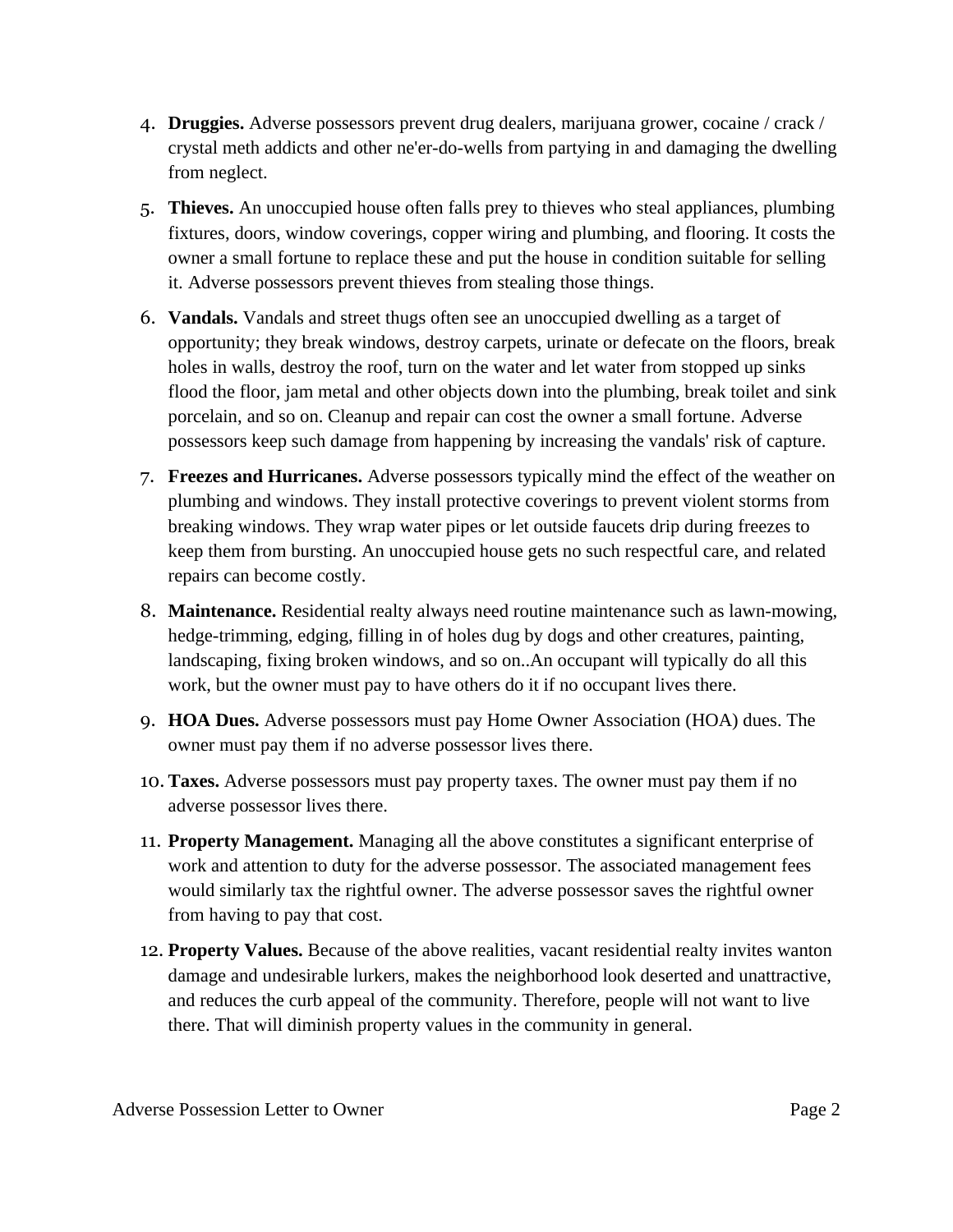4. **Druggies.** Adverse possessors prevent drug dealers, marijuana grower, cocaine / crack / crystal meth addicts and other ne'er-do-wells from partying in and damaging the dwelling from neglect.

5. **Thieves.** An unoccupied house often falls prey to thieves who steal appliances, plumbing fixtures, doors, window coverings, copper wiring and plumbing, and flooring. It costs the owner a small fortune to replace these and put the house in condition suitable for selling it. Adverse possessors prevent thieves from stealing those things.

6. **Vandals.** Vandals and street thugs often see an unoccupied dwelling as a target of opportunity; they break windows, destroy carpets, urinate or defecate on the floors, break holes in walls, destroy the roof, turn on the water and let water from stopped up sinks flood the floor, jam metal and other objects down into the plumbing, break toilet and sink porcelain, and so on. Cleanup and repair can cost the owner a small fortune. Adverse possessors keep such damage from happening by increasing the vandals' risk of capture.

7. **Freezes and Hurricanes.** Adverse possessors typically mind the effect of the weather on plumbing and windows. They install protective coverings to prevent violent storms from breaking windows. They wrap water pipes or let outside faucets drip during freezes to keep them from bursting. An unoccupied house gets no such respectful care, and related repairs can become costly.

8. **Maintenance.** Residential realty always need routine maintenance such as lawn-mowing, hedge-trimming, edging, filling in of holes dug by dogs and other creatures, painting, landscaping, fixing broken windows, and so on..An occupant will typically do all this work, but the owner must pay to have others do it if no occupant lives there.

9. **HOA Dues.** Adverse possessors must pay Home Owner Association (HOA) dues. The owner must pay them if no adverse possessor lives there.

10. **Taxes.** Adverse possessors must pay property taxes. The owner must pay them if no adverse possessor lives there.

11. **Property Management.** Managing all the above constitutes a significant enterprise of work and attention to duty for the adverse possessor. The associated management fees would similarly tax the rightful owner. The adverse possessor saves the rightful owner from having to pay that cost.

12. **Property Values.** Because of the above realities, vacant residential realty invites wanton damage and undesirable lurkers, makes the neighborhood look deserted and unattractive, and reduces the curb appeal of the community. Therefore, people will not want to live there. That will diminish property values in the community in general.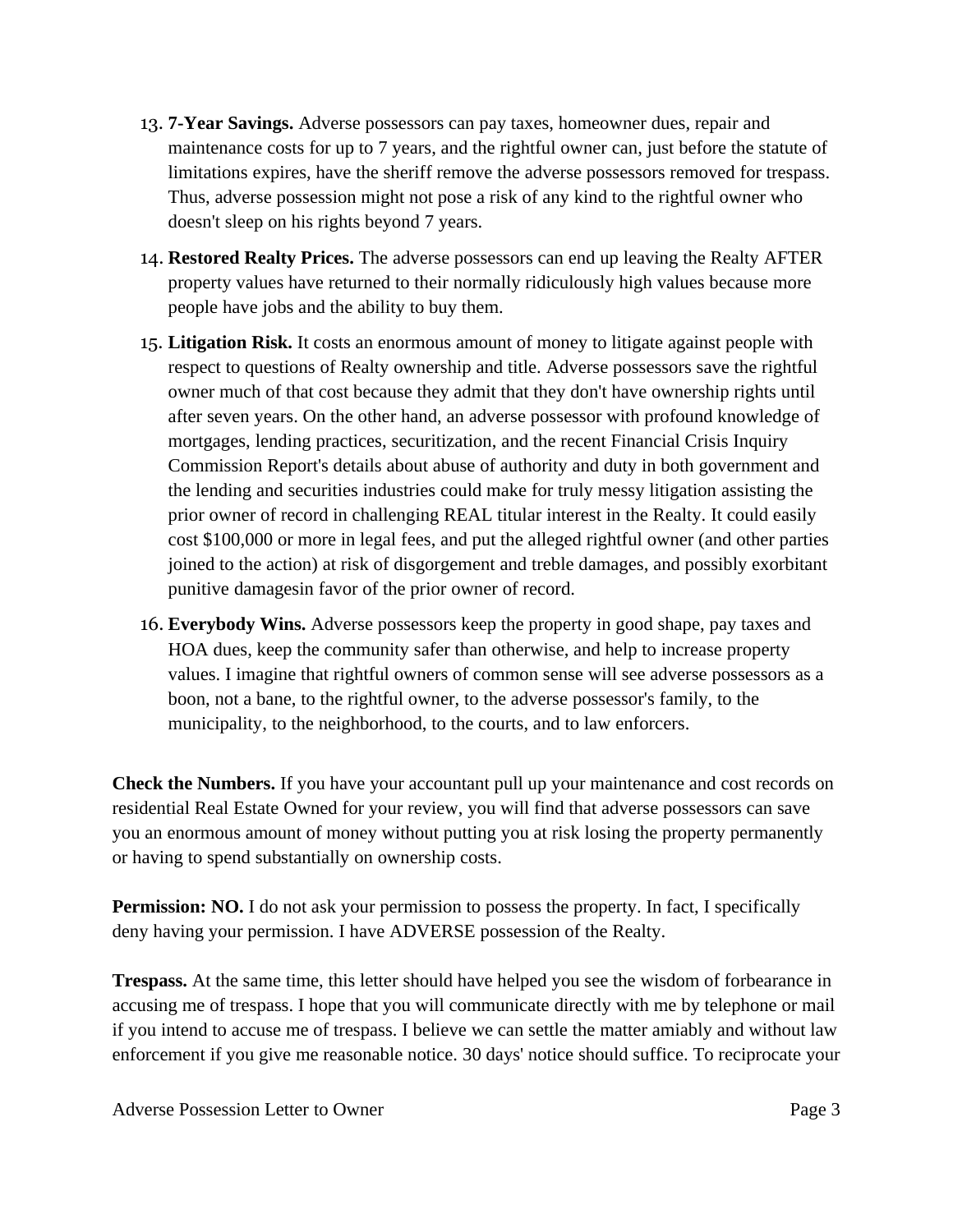13. **7-Year Savings.** Adverse possessors can pay taxes, homeowner dues, repair and maintenance costs for up to 7 years, and the rightful owner can, just before the statute of limitations expires, have the sheriff remove the adverse possessors removed for trespass. Thus, adverse possession might not pose a risk of any kind to the rightful owner who doesn't sleep on his rights beyond 7 years.

14. **Restored Realty Prices.** The adverse possessors can end up leaving the Realty AFTER property values have returned to their normally ridiculously high values because more people have jobs and the ability to buy them.

15. **Litigation Risk.** It costs an enormous amount of money to litigate against people with respect to questions of Realty ownership and title. Adverse possessors save the rightful owner much of that cost because they admit that they don't have ownership rights until after seven years. On the other hand, an adverse possessor with profound knowledge of mortgages, lending practices, securitization, and the recent Financial Crisis Inquiry Commission Report's details about abuse of authority and duty in both government and the lending and securities industries could make for truly messy litigation assisting the prior owner of record in challenging REAL titular interest in the Realty. It could easily cost $100,000 or more in legal fees, and put the alleged rightful owner (and other parties joined to the action) at risk of disgorgement and treble damages, and possibly exorbitant punitive damagesin favor of the prior owner of record.

16. **Everybody Wins.** Adverse possessors keep the property in good shape, pay taxes and HOA dues, keep the community safer than otherwise, and help to increase property values. I imagine that rightful owners of common sense will see adverse possessors as a boon, not a bane, to the rightful owner, to the adverse possessor's family, to the municipality, to the neighborhood, to the courts, and to law enforcers.

**Check the Numbers.** If you have your accountant pull up your maintenance and cost records on residential Real Estate Owned for your review, you will find that adverse possessors can save you an enormous amount of money without putting you at risk losing the property permanently or having to spend substantially on ownership costs.

**Permission: NO.** I do not ask your permission to possess the property. In fact, I specifically deny having your permission. I have ADVERSE possession of the Realty.

**Trespass.** At the same time, this letter should have helped you see the wisdom of forbearance in accusing me of trespass. I hope that you will communicate directly with me by telephone or mail if you intend to accuse me of trespass. I believe we can settle the matter amiably and without law enforcement if you give me reasonable notice. 30 days' notice should suffice. To reciprocate your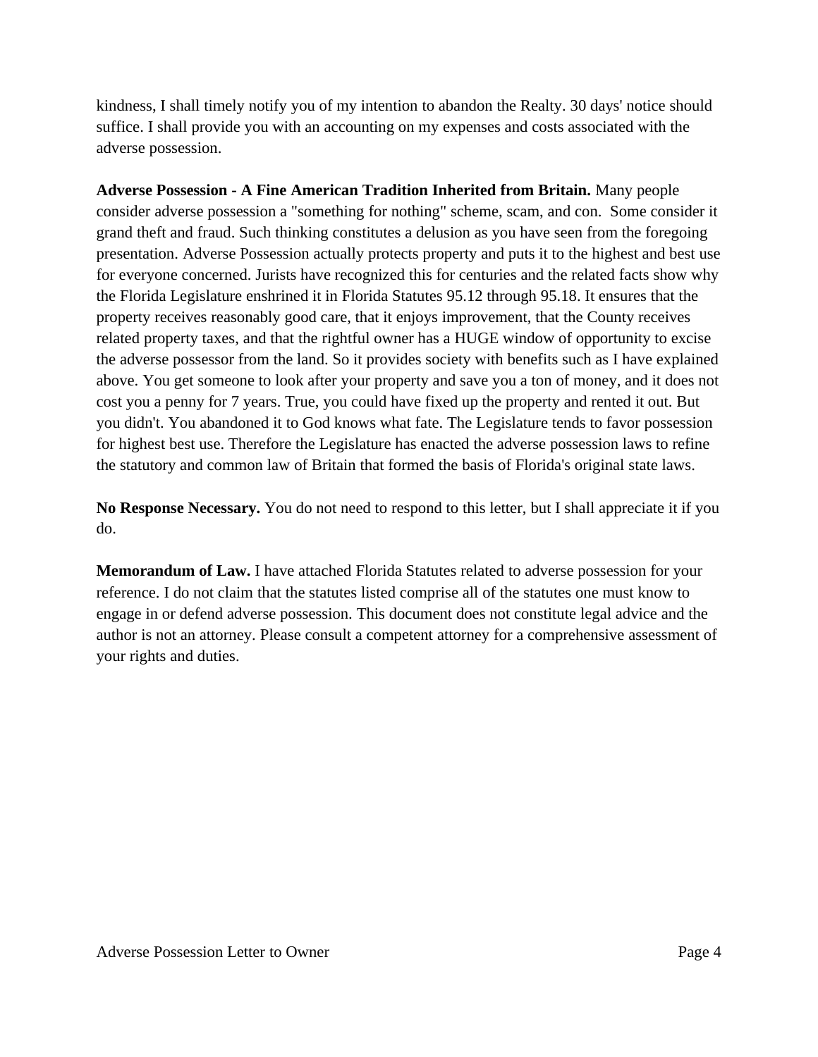kindness, I shall timely notify you of my intention to abandon the Realty. 30 days' notice should suffice. I shall provide you with an accounting on my expenses and costs associated with the adverse possession.

**Adverse Possession - A Fine American Tradition Inherited from Britain.** Many people consider adverse possession a "something for nothing" scheme, scam, and con. Some consider it grand theft and fraud. Such thinking constitutes a delusion as you have seen from the foregoing presentation. Adverse Possession actually protects property and puts it to the highest and best use for everyone concerned. Jurists have recognized this for centuries and the related facts show why the Florida Legislature enshrined it in Florida Statutes 95.12 through 95.18. It ensures that the property receives reasonably good care, that it enjoys improvement, that the County receives related property taxes, and that the rightful owner has a HUGE window of opportunity to excise the adverse possessor from the land. So it provides society with benefits such as I have explained above. You get someone to look after your property and save you a ton of money, and it does not cost you a penny for 7 years. True, you could have fixed up the property and rented it out. But you didn't. You abandoned it to God knows what fate. The Legislature tends to favor possession for highest best use. Therefore the Legislature has enacted the adverse possession laws to refine the statutory and common law of Britain that formed the basis of Florida's original state laws.

**No Response Necessary.** You do not need to respond to this letter, but I shall appreciate it if you do.

**Memorandum of Law.** I have attached Florida Statutes related to adverse possession for your reference. I do not claim that the statutes listed comprise all of the statutes one must know to engage in or defend adverse possession. This document does not constitute legal advice and the author is not an attorney. Please consult a competent attorney for a comprehensive assessment of your rights and duties.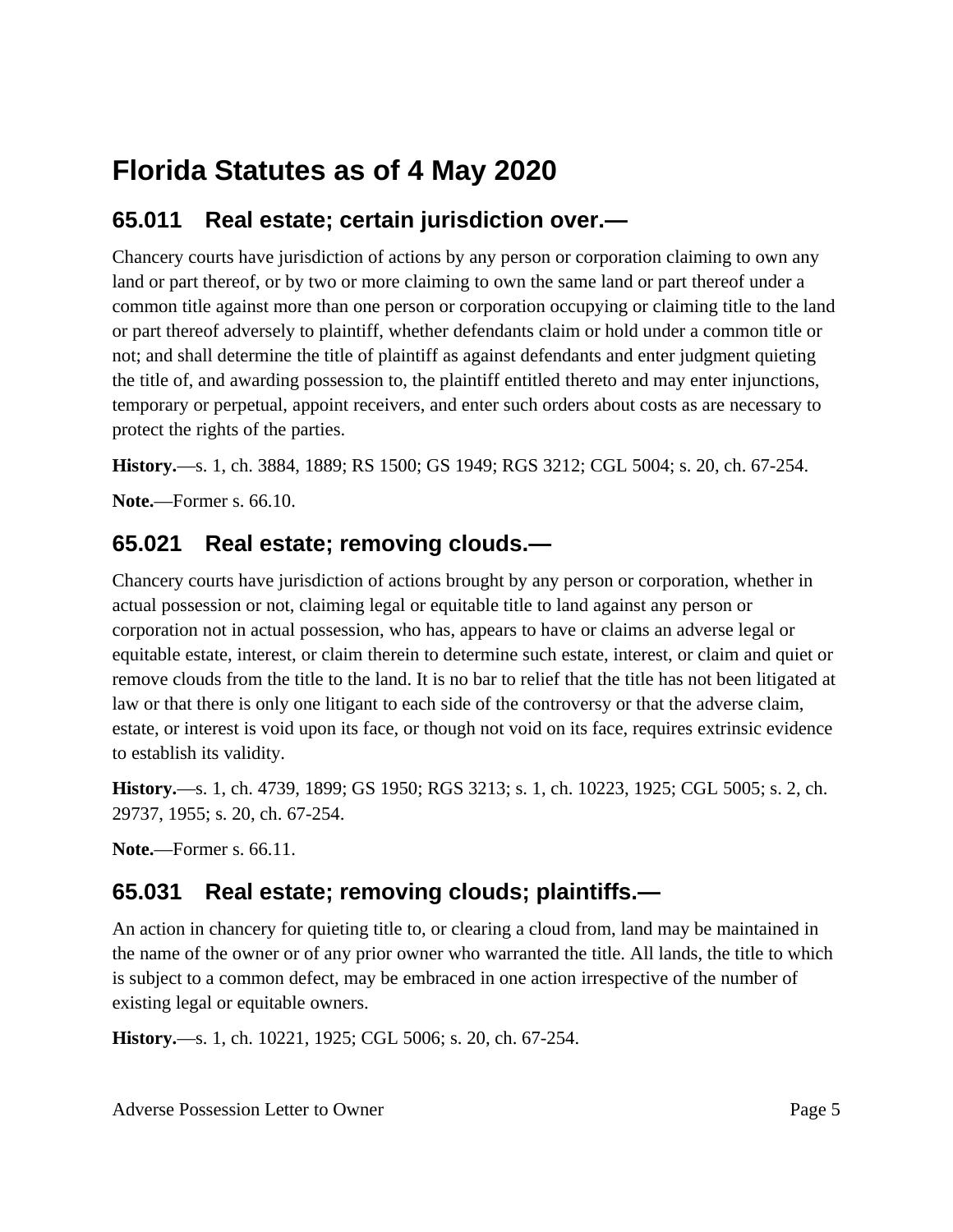# Florida Statutes as of 4 May 2020

## 65.011 Real estate; certain jurisdiction over.—

Chancery courts have jurisdiction of actions by any person or corporation claiming to own any land or part thereof, or by two or more claiming to own the same land or part thereof under a common title against more than one person or corporation occupying or claiming title to the land or part thereof adversely to plaintiff, whether defendants claim or hold under a common title or not; and shall determine the title of plaintiff as against defendants and enter judgment quieting the title of, and awarding possession to, the plaintiff entitled thereto and may enter injunctions, temporary or perpetual, appoint receivers, and enter such orders about costs as are necessary to protect the rights of the parties.

**History.**—s. 1, ch. 3884, 1889; RS 1500; GS 1949; RGS 3212; CGL 5004; s. 20, ch. 67-254.

**Note.**—Former s. 66.10.

## 65.021 Real estate; removing clouds.—

Chancery courts have jurisdiction of actions brought by any person or corporation, whether in actual possession or not, claiming legal or equitable title to land against any person or corporation not in actual possession, who has, appears to have or claims an adverse legal or equitable estate, interest, or claim therein to determine such estate, interest, or claim and quiet or remove clouds from the title to the land. It is no bar to relief that the title has not been litigated at law or that there is only one litigant to each side of the controversy or that the adverse claim, estate, or interest is void upon its face, or though not void on its face, requires extrinsic evidence to establish its validity.

**History.**—s. 1, ch. 4739, 1899; GS 1950; RGS 3213; s. 1, ch. 10223, 1925; CGL 5005; s. 2, ch. 29737, 1955; s. 20, ch. 67-254.

**Note.**—Former s. 66.11.

## 65.031 Real estate; removing clouds; plaintiffs.—

An action in chancery for quieting title to, or clearing a cloud from, land may be maintained in the name of the owner or of any prior owner who warranted the title. All lands, the title to which is subject to a common defect, may be embraced in one action irrespective of the number of existing legal or equitable owners.

**History.**—s. 1, ch. 10221, 1925; CGL 5006; s. 20, ch. 67-254.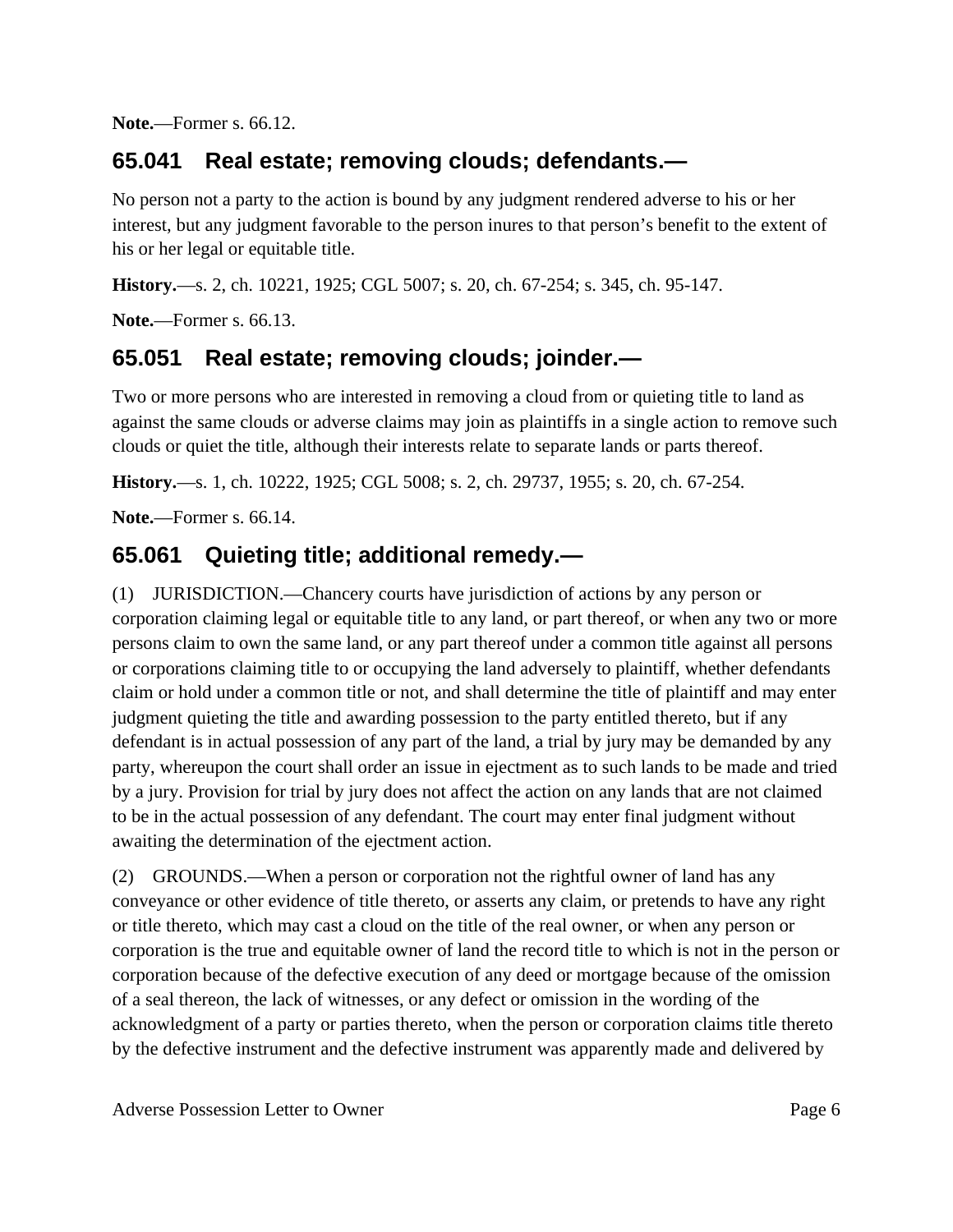**Note.**—Former s. 66.12.

## 65.041 Real estate; removing clouds; defendants.—

No person not a party to the action is bound by any judgment rendered adverse to his or her interest, but any judgment favorable to the person inures to that person's benefit to the extent of his or her legal or equitable title.

**History.**—s. 2, ch. 10221, 1925; CGL 5007; s. 20, ch. 67-254; s. 345, ch. 95-147.

**Note.**—Former s. 66.13.

## 65.051 Real estate; removing clouds; joinder.—

Two or more persons who are interested in removing a cloud from or quieting title to land as against the same clouds or adverse claims may join as plaintiffs in a single action to remove such clouds or quiet the title, although their interests relate to separate lands or parts thereof.

**History.**—s. 1, ch. 10222, 1925; CGL 5008; s. 2, ch. 29737, 1955; s. 20, ch. 67-254.

**Note.**—Former s. 66.14.

## 65.061 Quieting title; additional remedy.—

(1) JURISDICTION.—Chancery courts have jurisdiction of actions by any person or corporation claiming legal or equitable title to any land, or part thereof, or when any two or more persons claim to own the same land, or any part thereof under a common title against all persons or corporations claiming title to or occupying the land adversely to plaintiff, whether defendants claim or hold under a common title or not, and shall determine the title of plaintiff and may enter judgment quieting the title and awarding possession to the party entitled thereto, but if any defendant is in actual possession of any part of the land, a trial by jury may be demanded by any party, whereupon the court shall order an issue in ejectment as to such lands to be made and tried by a jury. Provision for trial by jury does not affect the action on any lands that are not claimed to be in the actual possession of any defendant. The court may enter final judgment without awaiting the determination of the ejectment action.

(2) GROUNDS.—When a person or corporation not the rightful owner of land has any conveyance or other evidence of title thereto, or asserts any claim, or pretends to have any right or title thereto, which may cast a cloud on the title of the real owner, or when any person or corporation is the true and equitable owner of land the record title to which is not in the person or corporation because of the defective execution of any deed or mortgage because of the omission of a seal thereon, the lack of witnesses, or any defect or omission in the wording of the acknowledgment of a party or parties thereto, when the person or corporation claims title thereto by the defective instrument and the defective instrument was apparently made and delivered by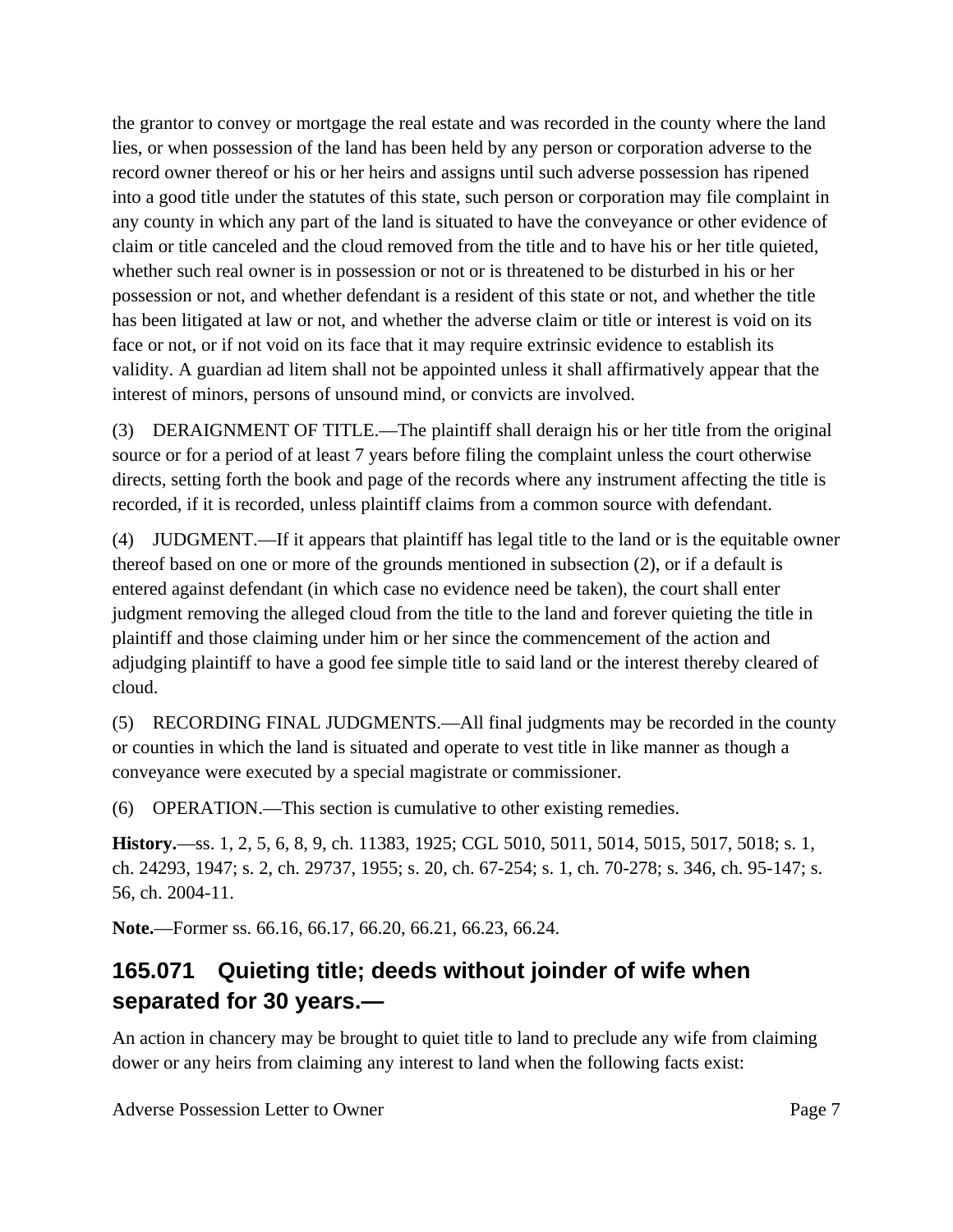the grantor to convey or mortgage the real estate and was recorded in the county where the land lies, or when possession of the land has been held by any person or corporation adverse to the record owner thereof or his or her heirs and assigns until such adverse possession has ripened into a good title under the statutes of this state, such person or corporation may file complaint in any county in which any part of the land is situated to have the conveyance or other evidence of claim or title canceled and the cloud removed from the title and to have his or her title quieted, whether such real owner is in possession or not or is threatened to be disturbed in his or her possession or not, and whether defendant is a resident of this state or not, and whether the title has been litigated at law or not, and whether the adverse claim or title or interest is void on its face or not, or if not void on its face that it may require extrinsic evidence to establish its validity. A guardian ad litem shall not be appointed unless it shall affirmatively appear that the interest of minors, persons of unsound mind, or convicts are involved.

(3) DERAIGNMENT OF TITLE.—The plaintiff shall deraign his or her title from the original source or for a period of at least 7 years before filing the complaint unless the court otherwise directs, setting forth the book and page of the records where any instrument affecting the title is recorded, if it is recorded, unless plaintiff claims from a common source with defendant.

(4) JUDGMENT.—If it appears that plaintiff has legal title to the land or is the equitable owner thereof based on one or more of the grounds mentioned in subsection (2), or if a default is entered against defendant (in which case no evidence need be taken), the court shall enter judgment removing the alleged cloud from the title to the land and forever quieting the title in plaintiff and those claiming under him or her since the commencement of the action and adjudging plaintiff to have a good fee simple title to said land or the interest thereby cleared of cloud.

(5) RECORDING FINAL JUDGMENTS.—All final judgments may be recorded in the county or counties in which the land is situated and operate to vest title in like manner as though a conveyance were executed by a special magistrate or commissioner.

(6) OPERATION.—This section is cumulative to other existing remedies.

**History.**—ss. 1, 2, 5, 6, 8, 9, ch. 11383, 1925; CGL 5010, 5011, 5014, 5015, 5017, 5018; s. 1, ch. 24293, 1947; s. 2, ch. 29737, 1955; s. 20, ch. 67-254; s. 1, ch. 70-278; s. 346, ch. 95-147; s. 56, ch. 2004-11.

**Note.**—Former ss. 66.16, 66.17, 66.20, 66.21, 66.23, 66.24.

## 165.071 Quieting title; deeds without joinder of wife when separated for 30 years.—

An action in chancery may be brought to quiet title to land to preclude any wife from claiming dower or any heirs from claiming any interest to land when the following facts exist: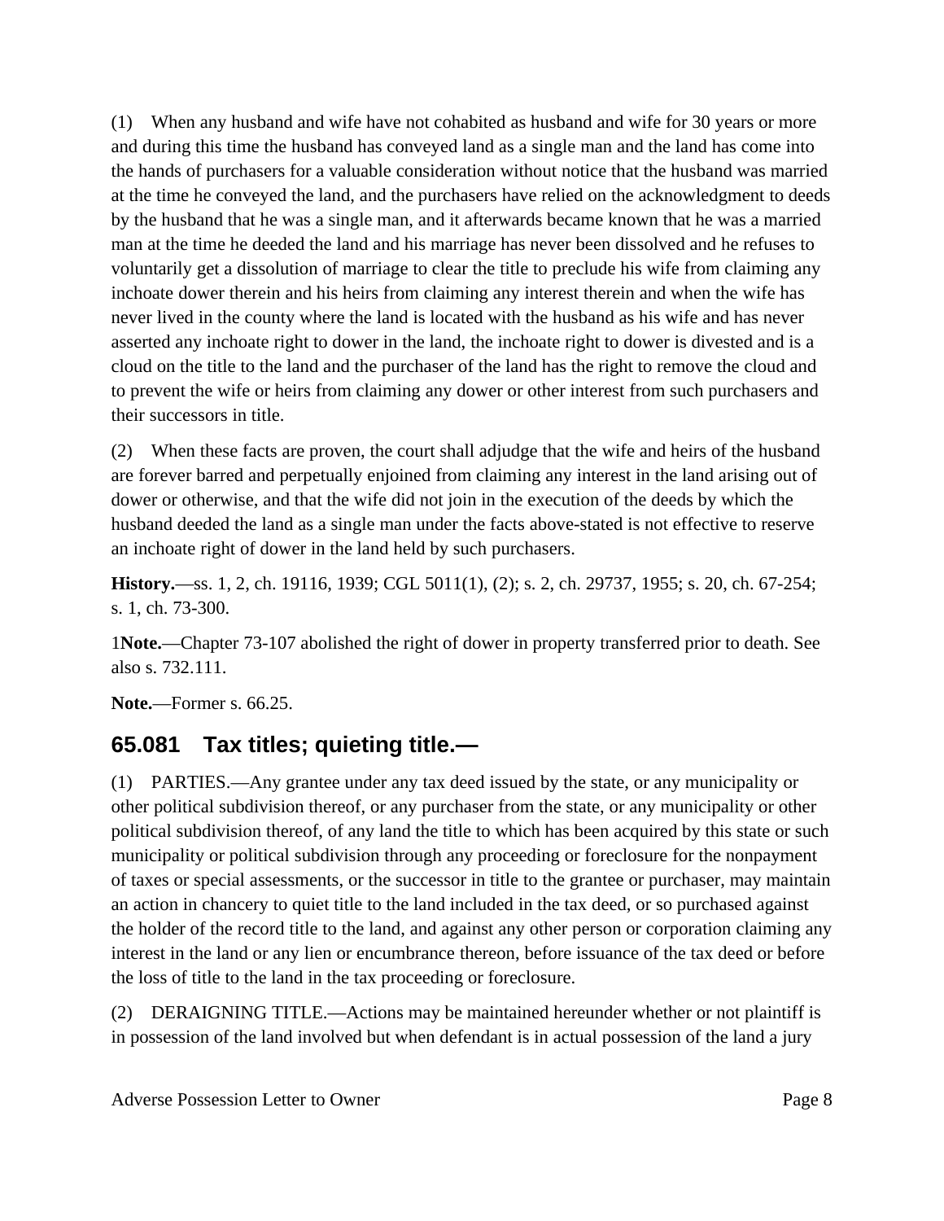(1) When any husband and wife have not cohabited as husband and wife for 30 years or more and during this time the husband has conveyed land as a single man and the land has come into the hands of purchasers for a valuable consideration without notice that the husband was married at the time he conveyed the land, and the purchasers have relied on the acknowledgment to deeds by the husband that he was a single man, and it afterwards became known that he was a married man at the time he deeded the land and his marriage has never been dissolved and he refuses to voluntarily get a dissolution of marriage to clear the title to preclude his wife from claiming any inchoate dower therein and his heirs from claiming any interest therein and when the wife has never lived in the county where the land is located with the husband as his wife and has never asserted any inchoate right to dower in the land, the inchoate right to dower is divested and is a cloud on the title to the land and the purchaser of the land has the right to remove the cloud and to prevent the wife or heirs from claiming any dower or other interest from such purchasers and their successors in title.

(2) When these facts are proven, the court shall adjudge that the wife and heirs of the husband are forever barred and perpetually enjoined from claiming any interest in the land arising out of dower or otherwise, and that the wife did not join in the execution of the deeds by which the husband deeded the land as a single man under the facts above-stated is not effective to reserve an inchoate right of dower in the land held by such purchasers.

**History.**—ss. 1, 2, ch. 19116, 1939; CGL 5011(1), (2); s. 2, ch. 29737, 1955; s. 20, ch. 67-254; s. 1, ch. 73-300.

1**Note.**—Chapter 73-107 abolished the right of dower in property transferred prior to death. See also s. 732.111.

**Note.**—Former s. 66.25.

## 65.081 Tax titles; quieting title.—

(1) PARTIES.—Any grantee under any tax deed issued by the state, or any municipality or other political subdivision thereof, or any purchaser from the state, or any municipality or other political subdivision thereof, of any land the title to which has been acquired by this state or such municipality or political subdivision through any proceeding or foreclosure for the nonpayment of taxes or special assessments, or the successor in title to the grantee or purchaser, may maintain an action in chancery to quiet title to the land included in the tax deed, or so purchased against the holder of the record title to the land, and against any other person or corporation claiming any interest in the land or any lien or encumbrance thereon, before issuance of the tax deed or before the loss of title to the land in the tax proceeding or foreclosure.

(2) DERAIGNING TITLE.—Actions may be maintained hereunder whether or not plaintiff is in possession of the land involved but when defendant is in actual possession of the land a jury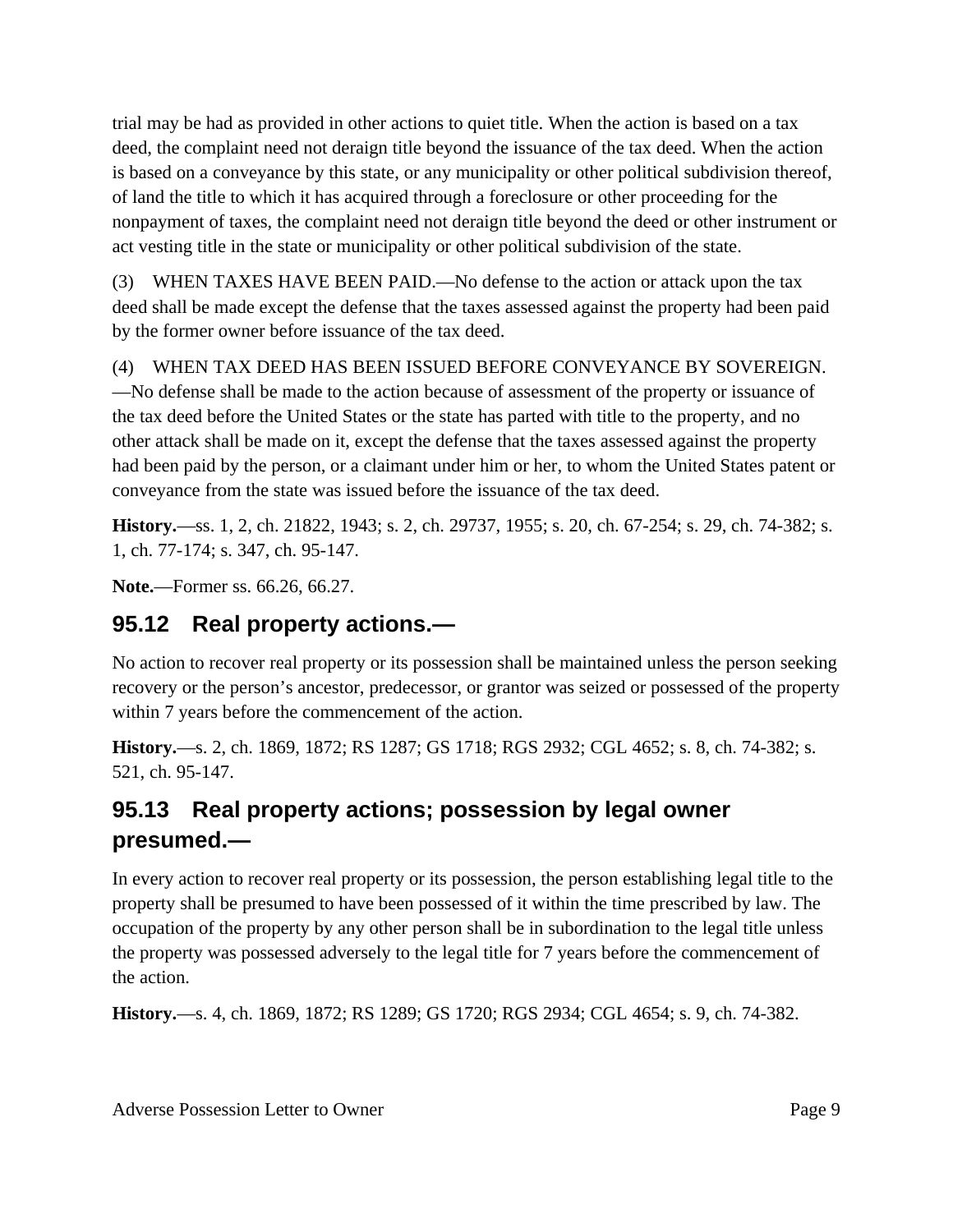trial may be had as provided in other actions to quiet title. When the action is based on a tax deed, the complaint need not deraign title beyond the issuance of the tax deed. When the action is based on a conveyance by this state, or any municipality or other political subdivision thereof, of land the title to which it has acquired through a foreclosure or other proceeding for the nonpayment of taxes, the complaint need not deraign title beyond the deed or other instrument or act vesting title in the state or municipality or other political subdivision of the state.

(3) WHEN TAXES HAVE BEEN PAID.—No defense to the action or attack upon the tax deed shall be made except the defense that the taxes assessed against the property had been paid by the former owner before issuance of the tax deed.

(4) WHEN TAX DEED HAS BEEN ISSUED BEFORE CONVEYANCE BY SOVEREIGN.—No defense shall be made to the action because of assessment of the property or issuance of the tax deed before the United States or the state has parted with title to the property, and no other attack shall be made on it, except the defense that the taxes assessed against the property had been paid by the person, or a claimant under him or her, to whom the United States patent or conveyance from the state was issued before the issuance of the tax deed.

**History.**—ss. 1, 2, ch. 21822, 1943; s. 2, ch. 29737, 1955; s. 20, ch. 67-254; s. 29, ch. 74-382; s. 1, ch. 77-174; s. 347, ch. 95-147.

**Note.**—Former ss. 66.26, 66.27.

## 95.12 Real property actions.—

No action to recover real property or its possession shall be maintained unless the person seeking recovery or the person's ancestor, predecessor, or grantor was seized or possessed of the property within 7 years before the commencement of the action.

**History.**—s. 2, ch. 1869, 1872; RS 1287; GS 1718; RGS 2932; CGL 4652; s. 8, ch. 74-382; s. 521, ch. 95-147.

## 95.13 Real property actions; possession by legal owner presumed.—

In every action to recover real property or its possession, the person establishing legal title to the property shall be presumed to have been possessed of it within the time prescribed by law. The occupation of the property by any other person shall be in subordination to the legal title unless the property was possessed adversely to the legal title for 7 years before the commencement of the action.

**History.**—s. 4, ch. 1869, 1872; RS 1289; GS 1720; RGS 2934; CGL 4654; s. 9, ch. 74-382.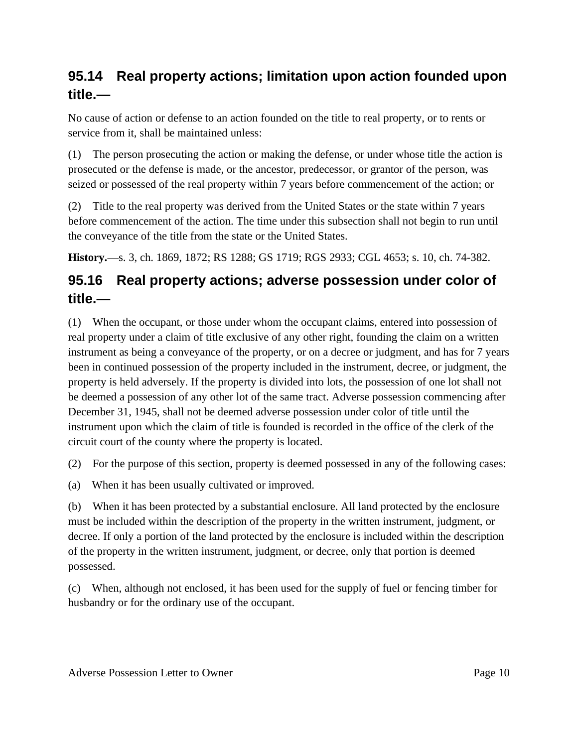## 95.14 Real property actions; limitation upon action founded upon title.—

No cause of action or defense to an action founded on the title to real property, or to rents or service from it, shall be maintained unless:

(1) The person prosecuting the action or making the defense, or under whose title the action is prosecuted or the defense is made, or the ancestor, predecessor, or grantor of the person, was seized or possessed of the real property within 7 years before commencement of the action; or

(2) Title to the real property was derived from the United States or the state within 7 years before commencement of the action. The time under this subsection shall not begin to run until the conveyance of the title from the state or the United States.

**History.**—s. 3, ch. 1869, 1872; RS 1288; GS 1719; RGS 2933; CGL 4653; s. 10, ch. 74-382.

## 95.16 Real property actions; adverse possession under color of title.—

(1) When the occupant, or those under whom the occupant claims, entered into possession of real property under a claim of title exclusive of any other right, founding the claim on a written instrument as being a conveyance of the property, or on a decree or judgment, and has for 7 years been in continued possession of the property included in the instrument, decree, or judgment, the property is held adversely. If the property is divided into lots, the possession of one lot shall not be deemed a possession of any other lot of the same tract. Adverse possession commencing after December 31, 1945, shall not be deemed adverse possession under color of title until the instrument upon which the claim of title is founded is recorded in the office of the clerk of the circuit court of the county where the property is located.

(2) For the purpose of this section, property is deemed possessed in any of the following cases:

(a) When it has been usually cultivated or improved.

(b) When it has been protected by a substantial enclosure. All land protected by the enclosure must be included within the description of the property in the written instrument, judgment, or decree. If only a portion of the land protected by the enclosure is included within the description of the property in the written instrument, judgment, or decree, only that portion is deemed possessed.

(c) When, although not enclosed, it has been used for the supply of fuel or fencing timber for husbandry or for the ordinary use of the occupant.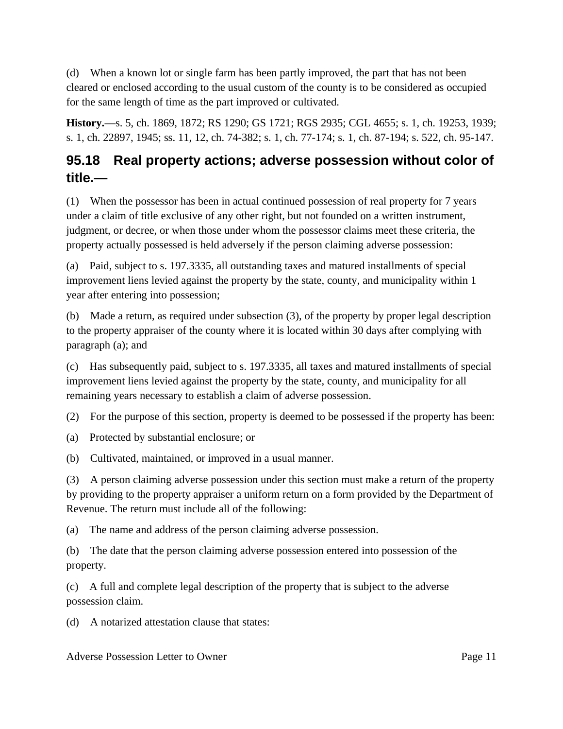(d) When a known lot or single farm has been partly improved, the part that has not been cleared or enclosed according to the usual custom of the county is to be considered as occupied for the same length of time as the part improved or cultivated.

**History.**—s. 5, ch. 1869, 1872; RS 1290; GS 1721; RGS 2935; CGL 4655; s. 1, ch. 19253, 1939; s. 1, ch. 22897, 1945; ss. 11, 12, ch. 74-382; s. 1, ch. 77-174; s. 1, ch. 87-194; s. 522, ch. 95-147.

## 95.18 Real property actions; adverse possession without color of title.—

(1) When the possessor has been in actual continued possession of real property for 7 years under a claim of title exclusive of any other right, but not founded on a written instrument, judgment, or decree, or when those under whom the possessor claims meet these criteria, the property actually possessed is held adversely if the person claiming adverse possession:

(a) Paid, subject to s. 197.3335, all outstanding taxes and matured installments of special improvement liens levied against the property by the state, county, and municipality within 1 year after entering into possession;

(b) Made a return, as required under subsection (3), of the property by proper legal description to the property appraiser of the county where it is located within 30 days after complying with paragraph (a); and

(c) Has subsequently paid, subject to s. 197.3335, all taxes and matured installments of special improvement liens levied against the property by the state, county, and municipality for all remaining years necessary to establish a claim of adverse possession.

(2) For the purpose of this section, property is deemed to be possessed if the property has been:

(a) Protected by substantial enclosure; or

(b) Cultivated, maintained, or improved in a usual manner.

(3) A person claiming adverse possession under this section must make a return of the property by providing to the property appraiser a uniform return on a form provided by the Department of Revenue. The return must include all of the following:

(a) The name and address of the person claiming adverse possession.

(b) The date that the person claiming adverse possession entered into possession of the property.

(c) A full and complete legal description of the property that is subject to the adverse possession claim.

(d) A notarized attestation clause that states: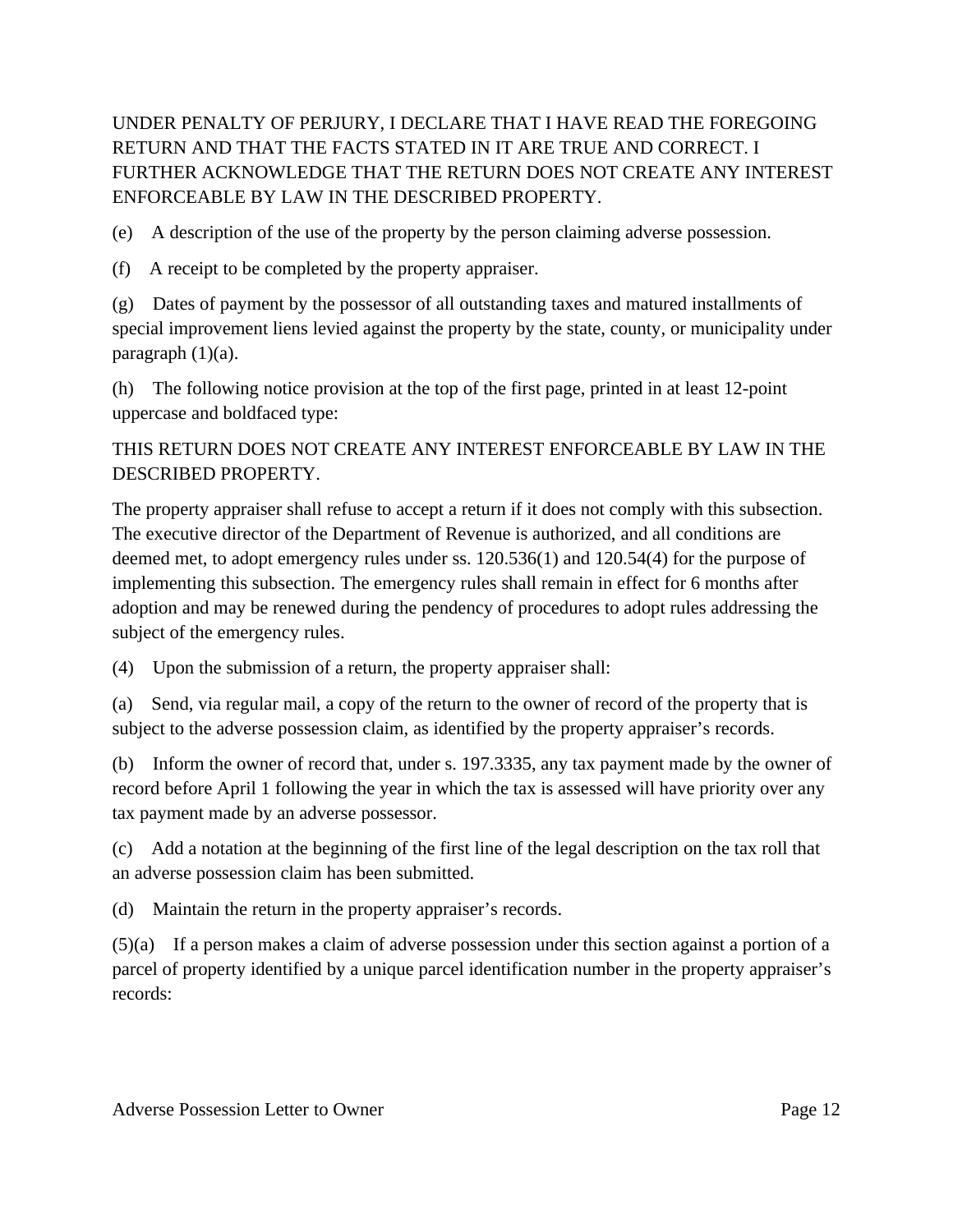UNDER PENALTY OF PERJURY, I DECLARE THAT I HAVE READ THE FOREGOING RETURN AND THAT THE FACTS STATED IN IT ARE TRUE AND CORRECT. I FURTHER ACKNOWLEDGE THAT THE RETURN DOES NOT CREATE ANY INTEREST ENFORCEABLE BY LAW IN THE DESCRIBED PROPERTY.

(e) A description of the use of the property by the person claiming adverse possession.

(f) A receipt to be completed by the property appraiser.

(g) Dates of payment by the possessor of all outstanding taxes and matured installments of special improvement liens levied against the property by the state, county, or municipality under paragraph (1)(a).

(h) The following notice provision at the top of the first page, printed in at least 12-point uppercase and boldfaced type:

THIS RETURN DOES NOT CREATE ANY INTEREST ENFORCEABLE BY LAW IN THE DESCRIBED PROPERTY.

The property appraiser shall refuse to accept a return if it does not comply with this subsection. The executive director of the Department of Revenue is authorized, and all conditions are deemed met, to adopt emergency rules under ss. 120.536(1) and 120.54(4) for the purpose of implementing this subsection. The emergency rules shall remain in effect for 6 months after adoption and may be renewed during the pendency of procedures to adopt rules addressing the subject of the emergency rules.

(4) Upon the submission of a return, the property appraiser shall:

(a) Send, via regular mail, a copy of the return to the owner of record of the property that is subject to the adverse possession claim, as identified by the property appraiser's records.

(b) Inform the owner of record that, under s. 197.3335, any tax payment made by the owner of record before April 1 following the year in which the tax is assessed will have priority over any tax payment made by an adverse possessor.

(c) Add a notation at the beginning of the first line of the legal description on the tax roll that an adverse possession claim has been submitted.

(d) Maintain the return in the property appraiser's records.

(5)(a) If a person makes a claim of adverse possession under this section against a portion of a parcel of property identified by a unique parcel identification number in the property appraiser's records: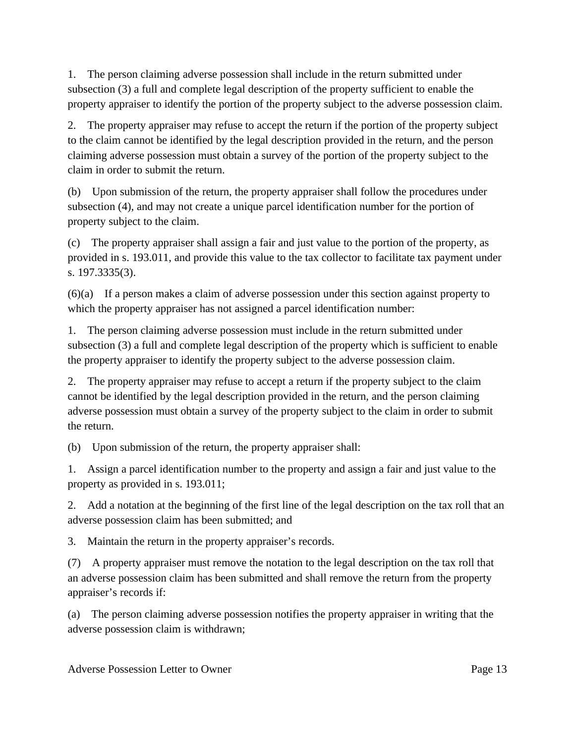1. The person claiming adverse possession shall include in the return submitted under subsection (3) a full and complete legal description of the property sufficient to enable the property appraiser to identify the portion of the property subject to the adverse possession claim.

2. The property appraiser may refuse to accept the return if the portion of the property subject to the claim cannot be identified by the legal description provided in the return, and the person claiming adverse possession must obtain a survey of the portion of the property subject to the claim in order to submit the return.

(b) Upon submission of the return, the property appraiser shall follow the procedures under subsection (4), and may not create a unique parcel identification number for the portion of property subject to the claim.

(c) The property appraiser shall assign a fair and just value to the portion of the property, as provided in s. 193.011, and provide this value to the tax collector to facilitate tax payment under s. 197.3335(3).

(6)(a) If a person makes a claim of adverse possession under this section against property to which the property appraiser has not assigned a parcel identification number:

1. The person claiming adverse possession must include in the return submitted under subsection (3) a full and complete legal description of the property which is sufficient to enable the property appraiser to identify the property subject to the adverse possession claim.

2. The property appraiser may refuse to accept a return if the property subject to the claim cannot be identified by the legal description provided in the return, and the person claiming adverse possession must obtain a survey of the property subject to the claim in order to submit the return.

(b) Upon submission of the return, the property appraiser shall:

1. Assign a parcel identification number to the property and assign a fair and just value to the property as provided in s. 193.011;

2. Add a notation at the beginning of the first line of the legal description on the tax roll that an adverse possession claim has been submitted; and

3. Maintain the return in the property appraiser's records.

(7) A property appraiser must remove the notation to the legal description on the tax roll that an adverse possession claim has been submitted and shall remove the return from the property appraiser's records if:

(a) The person claiming adverse possession notifies the property appraiser in writing that the adverse possession claim is withdrawn;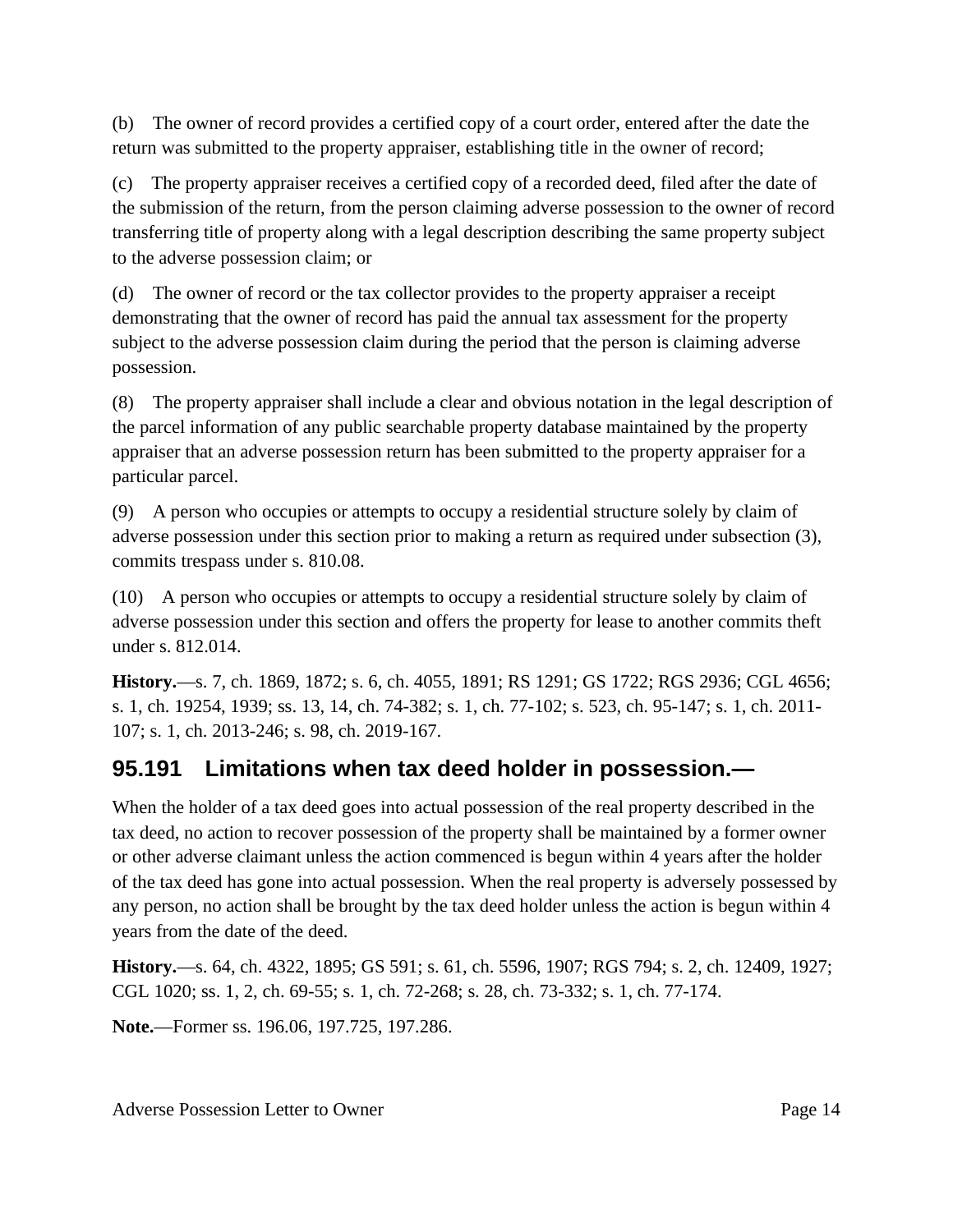(b) The owner of record provides a certified copy of a court order, entered after the date the return was submitted to the property appraiser, establishing title in the owner of record;

(c) The property appraiser receives a certified copy of a recorded deed, filed after the date of the submission of the return, from the person claiming adverse possession to the owner of record transferring title of property along with a legal description describing the same property subject to the adverse possession claim; or

(d) The owner of record or the tax collector provides to the property appraiser a receipt demonstrating that the owner of record has paid the annual tax assessment for the property subject to the adverse possession claim during the period that the person is claiming adverse possession.

(8) The property appraiser shall include a clear and obvious notation in the legal description of the parcel information of any public searchable property database maintained by the property appraiser that an adverse possession return has been submitted to the property appraiser for a particular parcel.

(9) A person who occupies or attempts to occupy a residential structure solely by claim of adverse possession under this section prior to making a return as required under subsection (3), commits trespass under s. 810.08.

(10) A person who occupies or attempts to occupy a residential structure solely by claim of adverse possession under this section and offers the property for lease to another commits theft under s. 812.014.

**History.**—s. 7, ch. 1869, 1872; s. 6, ch. 4055, 1891; RS 1291; GS 1722; RGS 2936; CGL 4656; s. 1, ch. 19254, 1939; ss. 13, 14, ch. 74-382; s. 1, ch. 77-102; s. 523, ch. 95-147; s. 1, ch. 2011-107; s. 1, ch. 2013-246; s. 98, ch. 2019-167.

## 95.191 Limitations when tax deed holder in possession.—

When the holder of a tax deed goes into actual possession of the real property described in the tax deed, no action to recover possession of the property shall be maintained by a former owner or other adverse claimant unless the action commenced is begun within 4 years after the holder of the tax deed has gone into actual possession. When the real property is adversely possessed by any person, no action shall be brought by the tax deed holder unless the action is begun within 4 years from the date of the deed.

**History.**—s. 64, ch. 4322, 1895; GS 591; s. 61, ch. 5596, 1907; RGS 794; s. 2, ch. 12409, 1927; CGL 1020; ss. 1, 2, ch. 69-55; s. 1, ch. 72-268; s. 28, ch. 73-332; s. 1, ch. 77-174.

**Note.**—Former ss. 196.06, 197.725, 197.286.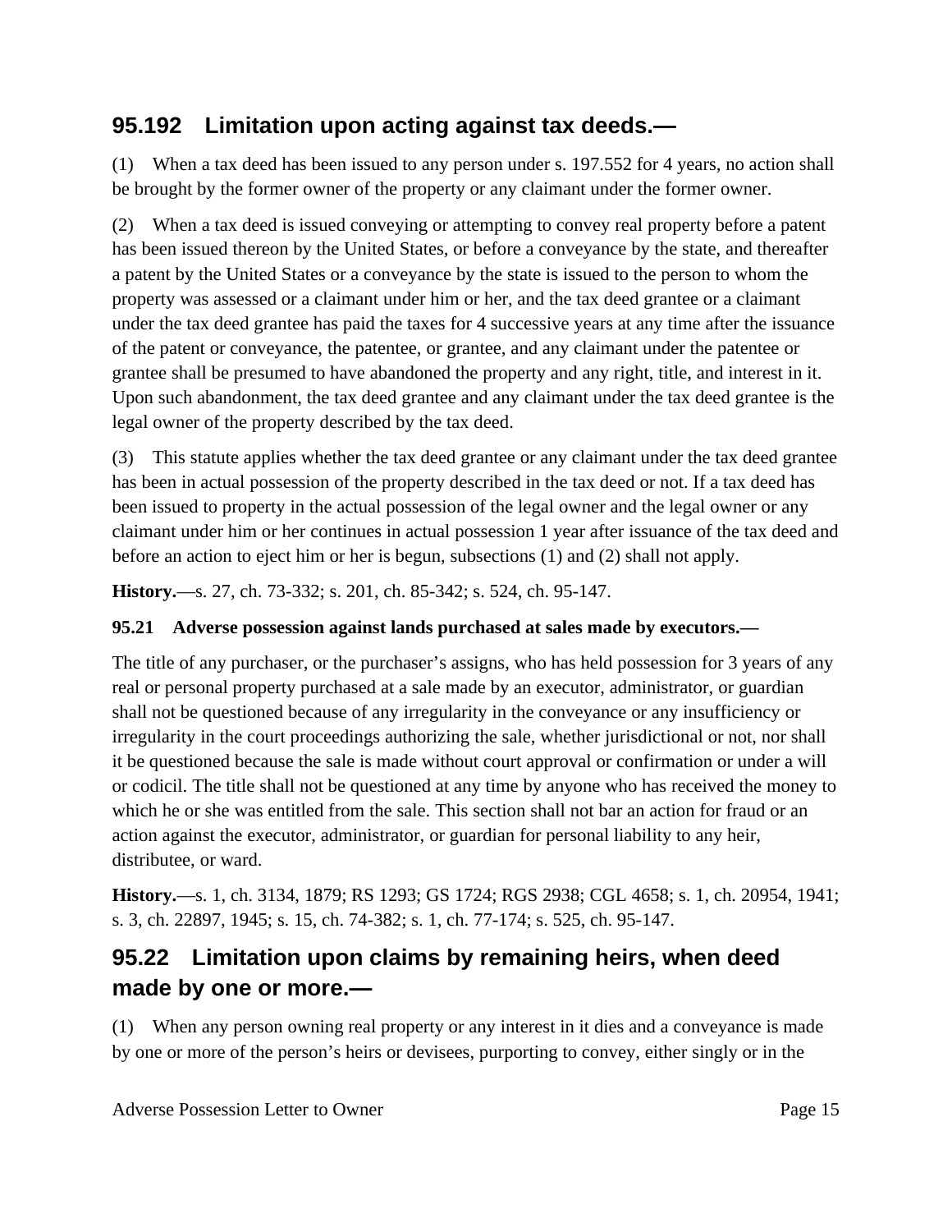## 95.192 Limitation upon acting against tax deeds.—

(1) When a tax deed has been issued to any person under s. 197.552 for 4 years, no action shall be brought by the former owner of the property or any claimant under the former owner.

(2) When a tax deed is issued conveying or attempting to convey real property before a patent has been issued thereon by the United States, or before a conveyance by the state, and thereafter a patent by the United States or a conveyance by the state is issued to the person to whom the property was assessed or a claimant under him or her, and the tax deed grantee or a claimant under the tax deed grantee has paid the taxes for 4 successive years at any time after the issuance of the patent or conveyance, the patentee, or grantee, and any claimant under the patentee or grantee shall be presumed to have abandoned the property and any right, title, and interest in it. Upon such abandonment, the tax deed grantee and any claimant under the tax deed grantee is the legal owner of the property described by the tax deed.

(3) This statute applies whether the tax deed grantee or any claimant under the tax deed grantee has been in actual possession of the property described in the tax deed or not. If a tax deed has been issued to property in the actual possession of the legal owner and the legal owner or any claimant under him or her continues in actual possession 1 year after issuance of the tax deed and before an action to eject him or her is begun, subsections (1) and (2) shall not apply.

**History.**—s. 27, ch. 73-332; s. 201, ch. 85-342; s. 524, ch. 95-147.

#### 95.21 Adverse possession against lands purchased at sales made by executors.—

The title of any purchaser, or the purchaser's assigns, who has held possession for 3 years of any real or personal property purchased at a sale made by an executor, administrator, or guardian shall not be questioned because of any irregularity in the conveyance or any insufficiency or irregularity in the court proceedings authorizing the sale, whether jurisdictional or not, nor shall it be questioned because the sale is made without court approval or confirmation or under a will or codicil. The title shall not be questioned at any time by anyone who has received the money to which he or she was entitled from the sale. This section shall not bar an action for fraud or an action against the executor, administrator, or guardian for personal liability to any heir, distributee, or ward.

**History.**—s. 1, ch. 3134, 1879; RS 1293; GS 1724; RGS 2938; CGL 4658; s. 1, ch. 20954, 1941; s. 3, ch. 22897, 1945; s. 15, ch. 74-382; s. 1, ch. 77-174; s. 525, ch. 95-147.

## 95.22 Limitation upon claims by remaining heirs, when deed made by one or more.—

(1) When any person owning real property or any interest in it dies and a conveyance is made by one or more of the person's heirs or devisees, purporting to convey, either singly or in the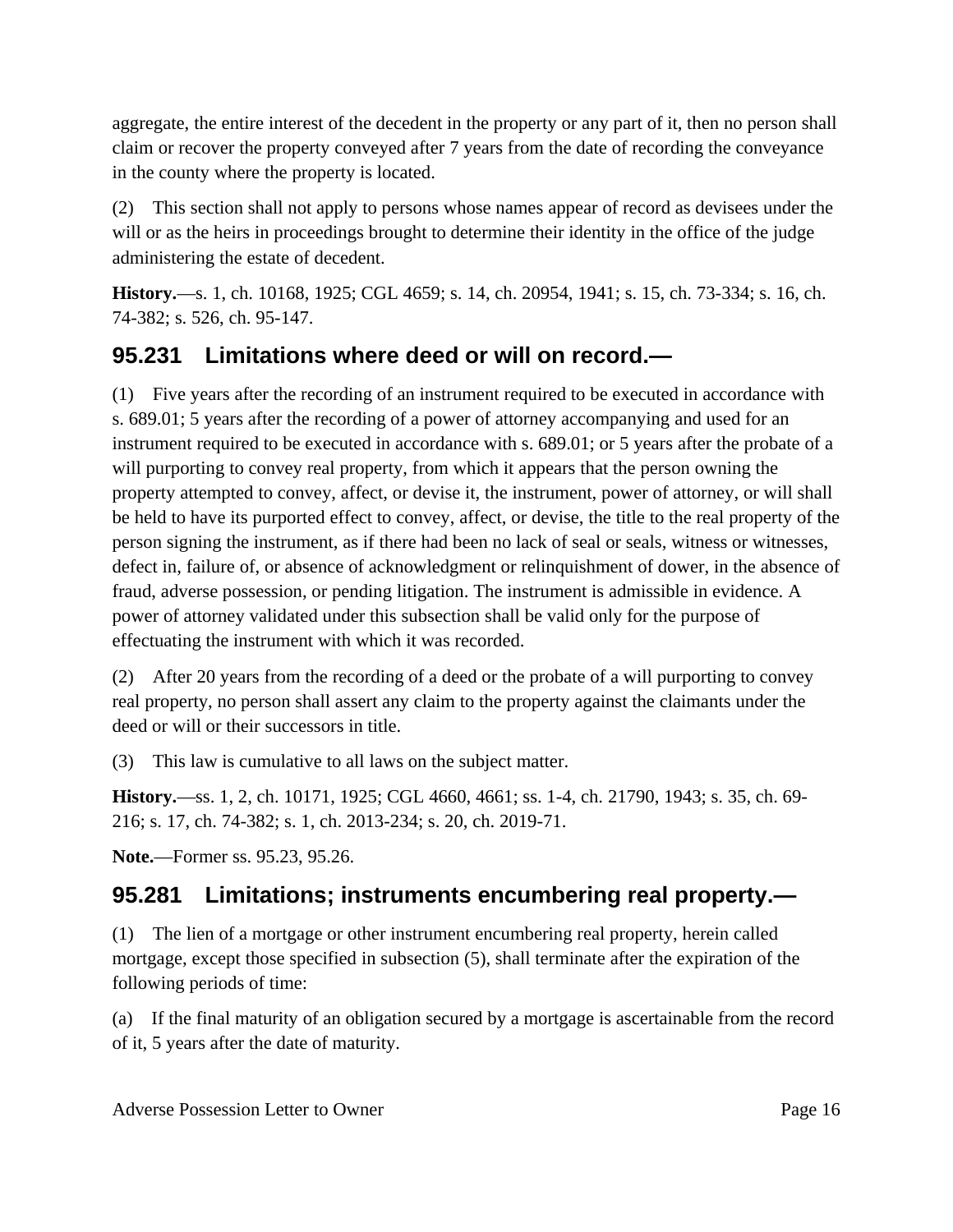aggregate, the entire interest of the decedent in the property or any part of it, then no person shall claim or recover the property conveyed after 7 years from the date of recording the conveyance in the county where the property is located.

(2) This section shall not apply to persons whose names appear of record as devisees under the will or as the heirs in proceedings brought to determine their identity in the office of the judge administering the estate of decedent.

**History.**—s. 1, ch. 10168, 1925; CGL 4659; s. 14, ch. 20954, 1941; s. 15, ch. 73-334; s. 16, ch. 74-382; s. 526, ch. 95-147.

## 95.231 Limitations where deed or will on record.—

(1) Five years after the recording of an instrument required to be executed in accordance with s. 689.01; 5 years after the recording of a power of attorney accompanying and used for an instrument required to be executed in accordance with s. 689.01; or 5 years after the probate of a will purporting to convey real property, from which it appears that the person owning the property attempted to convey, affect, or devise it, the instrument, power of attorney, or will shall be held to have its purported effect to convey, affect, or devise, the title to the real property of the person signing the instrument, as if there had been no lack of seal or seals, witness or witnesses, defect in, failure of, or absence of acknowledgment or relinquishment of dower, in the absence of fraud, adverse possession, or pending litigation. The instrument is admissible in evidence. A power of attorney validated under this subsection shall be valid only for the purpose of effectuating the instrument with which it was recorded.

(2) After 20 years from the recording of a deed or the probate of a will purporting to convey real property, no person shall assert any claim to the property against the claimants under the deed or will or their successors in title.

(3) This law is cumulative to all laws on the subject matter.

**History.**—ss. 1, 2, ch. 10171, 1925; CGL 4660, 4661; ss. 1-4, ch. 21790, 1943; s. 35, ch. 69-216; s. 17, ch. 74-382; s. 1, ch. 2013-234; s. 20, ch. 2019-71.

**Note.**—Former ss. 95.23, 95.26.

## 95.281 Limitations; instruments encumbering real property.—

(1) The lien of a mortgage or other instrument encumbering real property, herein called mortgage, except those specified in subsection (5), shall terminate after the expiration of the following periods of time:

(a) If the final maturity of an obligation secured by a mortgage is ascertainable from the record of it, 5 years after the date of maturity.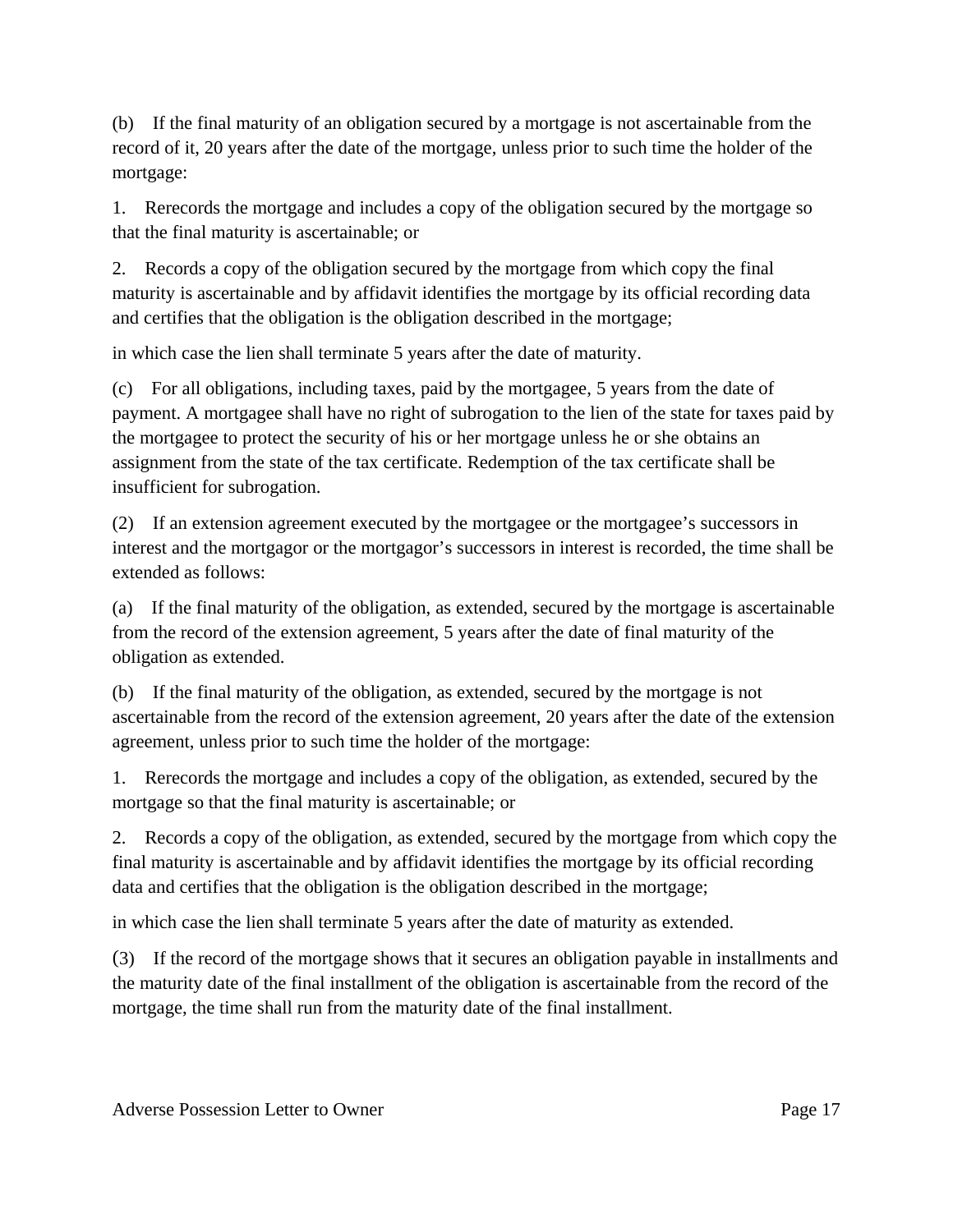(b) If the final maturity of an obligation secured by a mortgage is not ascertainable from the record of it, 20 years after the date of the mortgage, unless prior to such time the holder of the mortgage:

1. Rerecords the mortgage and includes a copy of the obligation secured by the mortgage so that the final maturity is ascertainable; or

2. Records a copy of the obligation secured by the mortgage from which copy the final maturity is ascertainable and by affidavit identifies the mortgage by its official recording data and certifies that the obligation is the obligation described in the mortgage;

in which case the lien shall terminate 5 years after the date of maturity.

(c) For all obligations, including taxes, paid by the mortgagee, 5 years from the date of payment. A mortgagee shall have no right of subrogation to the lien of the state for taxes paid by the mortgagee to protect the security of his or her mortgage unless he or she obtains an assignment from the state of the tax certificate. Redemption of the tax certificate shall be insufficient for subrogation.

(2) If an extension agreement executed by the mortgagee or the mortgagee's successors in interest and the mortgagor or the mortgagor's successors in interest is recorded, the time shall be extended as follows:

(a) If the final maturity of the obligation, as extended, secured by the mortgage is ascertainable from the record of the extension agreement, 5 years after the date of final maturity of the obligation as extended.

(b) If the final maturity of the obligation, as extended, secured by the mortgage is not ascertainable from the record of the extension agreement, 20 years after the date of the extension agreement, unless prior to such time the holder of the mortgage:

1. Rerecords the mortgage and includes a copy of the obligation, as extended, secured by the mortgage so that the final maturity is ascertainable; or

2. Records a copy of the obligation, as extended, secured by the mortgage from which copy the final maturity is ascertainable and by affidavit identifies the mortgage by its official recording data and certifies that the obligation is the obligation described in the mortgage;

in which case the lien shall terminate 5 years after the date of maturity as extended.

(3) If the record of the mortgage shows that it secures an obligation payable in installments and the maturity date of the final installment of the obligation is ascertainable from the record of the mortgage, the time shall run from the maturity date of the final installment.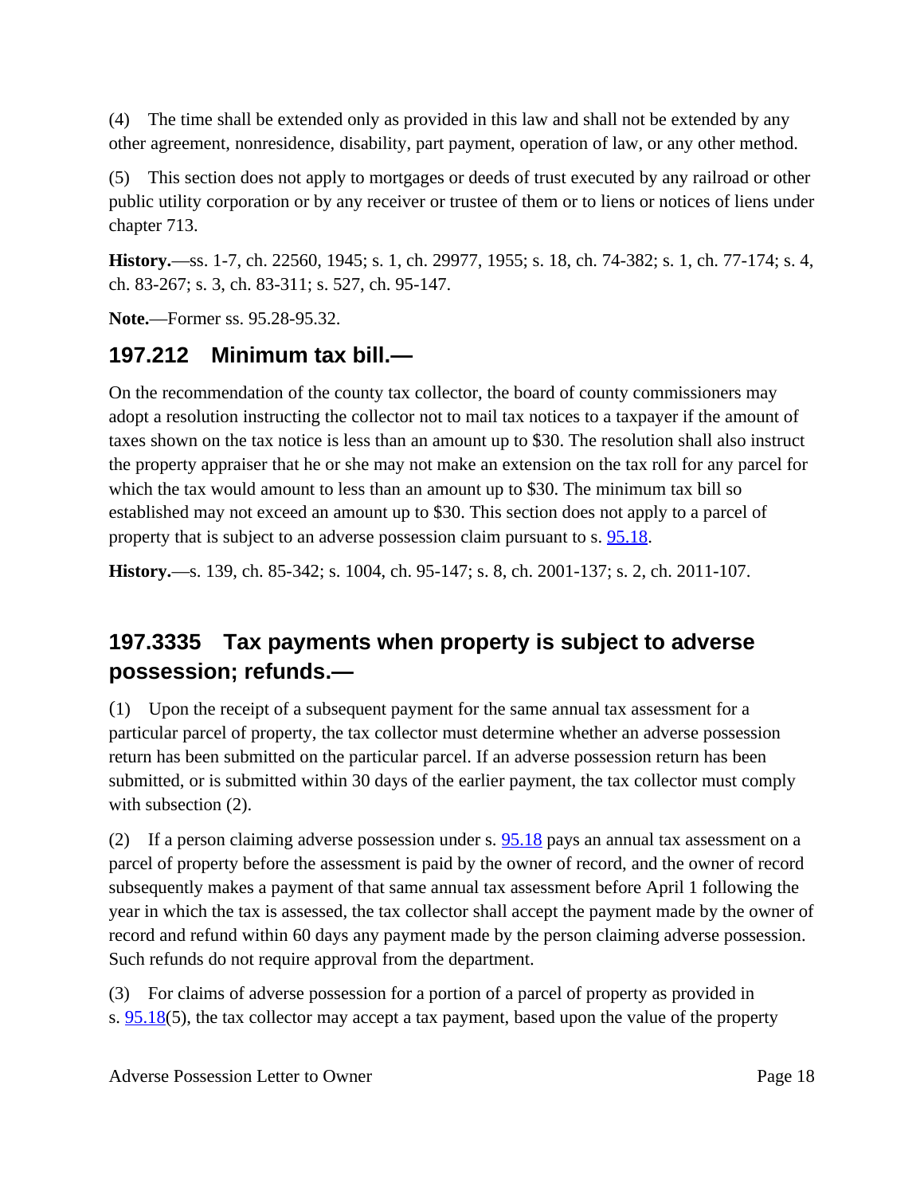(4) The time shall be extended only as provided in this law and shall not be extended by any other agreement, nonresidence, disability, part payment, operation of law, or any other method.

(5) This section does not apply to mortgages or deeds of trust executed by any railroad or other public utility corporation or by any receiver or trustee of them or to liens or notices of liens under chapter 713.

**History.**—ss. 1-7, ch. 22560, 1945; s. 1, ch. 29977, 1955; s. 18, ch. 74-382; s. 1, ch. 77-174; s. 4, ch. 83-267; s. 3, ch. 83-311; s. 527, ch. 95-147.

**Note.**—Former ss. 95.28-95.32.

## 197.212 Minimum tax bill.—

On the recommendation of the county tax collector, the board of county commissioners may adopt a resolution instructing the collector not to mail tax notices to a taxpayer if the amount of taxes shown on the tax notice is less than an amount up to $30. The resolution shall also instruct the property appraiser that he or she may not make an extension on the tax roll for any parcel for which the tax would amount to less than an amount up to $30. The minimum tax bill so established may not exceed an amount up to $30. This section does not apply to a parcel of property that is subject to an adverse possession claim pursuant to s. 95.18.

**History.**—s. 139, ch. 85-342; s. 1004, ch. 95-147; s. 8, ch. 2001-137; s. 2, ch. 2011-107.

## 197.3335 Tax payments when property is subject to adverse possession; refunds.—

(1) Upon the receipt of a subsequent payment for the same annual tax assessment for a particular parcel of property, the tax collector must determine whether an adverse possession return has been submitted on the particular parcel. If an adverse possession return has been submitted, or is submitted within 30 days of the earlier payment, the tax collector must comply with subsection (2).

(2) If a person claiming adverse possession under s. 95.18 pays an annual tax assessment on a parcel of property before the assessment is paid by the owner of record, and the owner of record subsequently makes a payment of that same annual tax assessment before April 1 following the year in which the tax is assessed, the tax collector shall accept the payment made by the owner of record and refund within 60 days any payment made by the person claiming adverse possession. Such refunds do not require approval from the department.

(3) For claims of adverse possession for a portion of a parcel of property as provided in s. 95.18(5), the tax collector may accept a tax payment, based upon the value of the property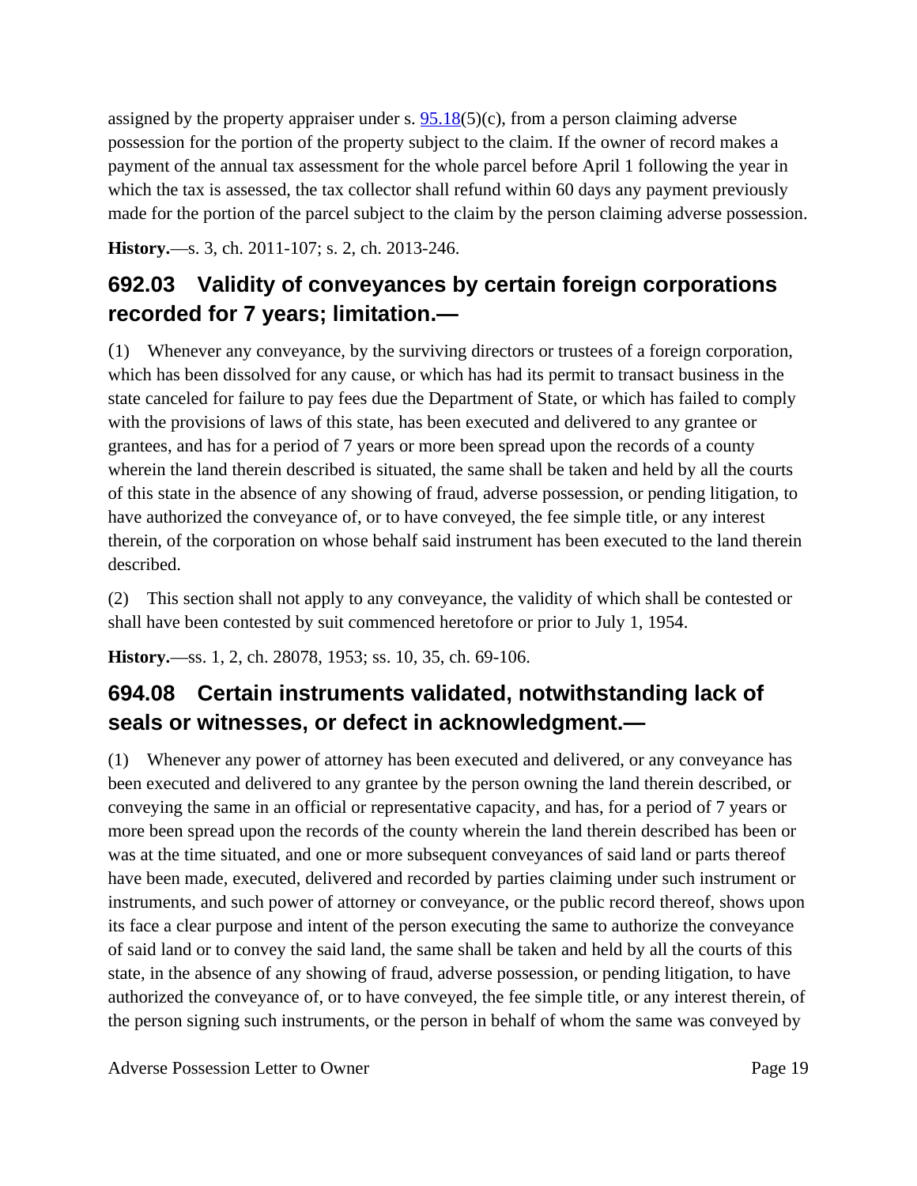assigned by the property appraiser under s. [95.18](5)(c), from a person claiming adverse possession for the portion of the property subject to the claim. If the owner of record makes a payment of the annual tax assessment for the whole parcel before April 1 following the year in which the tax is assessed, the tax collector shall refund within 60 days any payment previously made for the portion of the parcel subject to the claim by the person claiming adverse possession.

**History.**—s. 3, ch. 2011-107; s. 2, ch. 2013-246.

## 692.03 Validity of conveyances by certain foreign corporations recorded for 7 years; limitation.—

(1) Whenever any conveyance, by the surviving directors or trustees of a foreign corporation, which has been dissolved for any cause, or which has had its permit to transact business in the state canceled for failure to pay fees due the Department of State, or which has failed to comply with the provisions of laws of this state, has been executed and delivered to any grantee or grantees, and has for a period of 7 years or more been spread upon the records of a county wherein the land therein described is situated, the same shall be taken and held by all the courts of this state in the absence of any showing of fraud, adverse possession, or pending litigation, to have authorized the conveyance of, or to have conveyed, the fee simple title, or any interest therein, of the corporation on whose behalf said instrument has been executed to the land therein described.

(2) This section shall not apply to any conveyance, the validity of which shall be contested or shall have been contested by suit commenced heretofore or prior to July 1, 1954.

**History.**—ss. 1, 2, ch. 28078, 1953; ss. 10, 35, ch. 69-106.

## 694.08 Certain instruments validated, notwithstanding lack of seals or witnesses, or defect in acknowledgment.—

(1) Whenever any power of attorney has been executed and delivered, or any conveyance has been executed and delivered to any grantee by the person owning the land therein described, or conveying the same in an official or representative capacity, and has, for a period of 7 years or more been spread upon the records of the county wherein the land therein described has been or was at the time situated, and one or more subsequent conveyances of said land or parts thereof have been made, executed, delivered and recorded by parties claiming under such instrument or instruments, and such power of attorney or conveyance, or the public record thereof, shows upon its face a clear purpose and intent of the person executing the same to authorize the conveyance of said land or to convey the said land, the same shall be taken and held by all the courts of this state, in the absence of any showing of fraud, adverse possession, or pending litigation, to have authorized the conveyance of, or to have conveyed, the fee simple title, or any interest therein, of the person signing such instruments, or the person in behalf of whom the same was conveyed by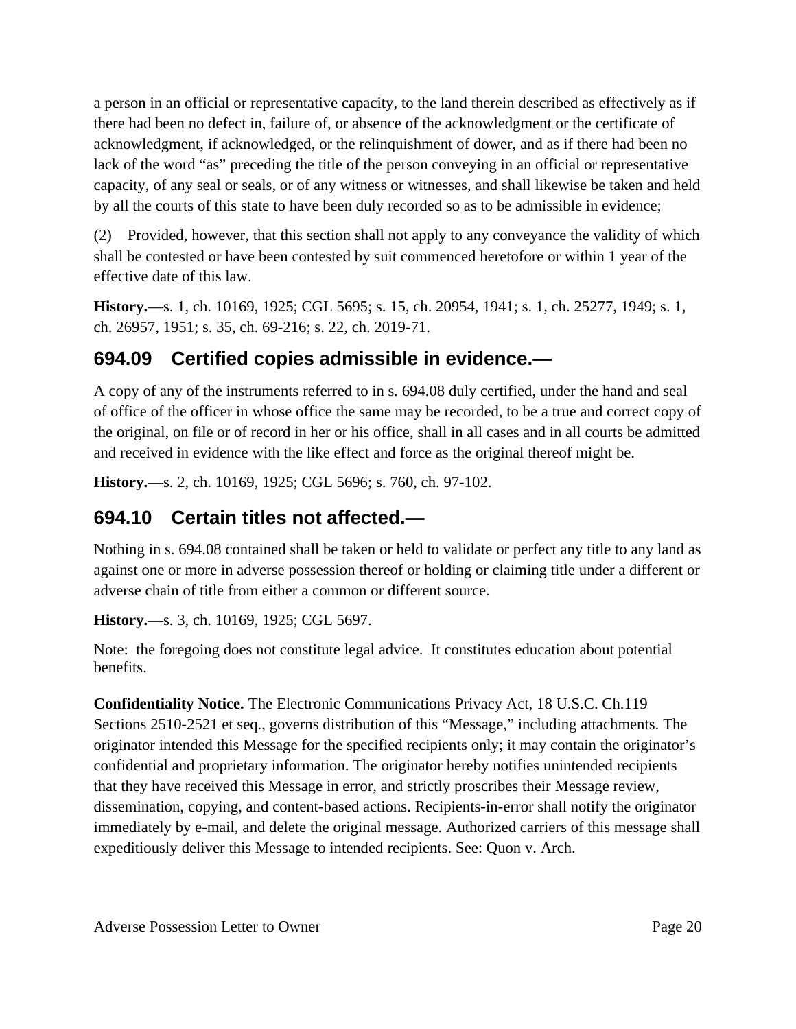a person in an official or representative capacity, to the land therein described as effectively as if there had been no defect in, failure of, or absence of the acknowledgment or the certificate of acknowledgment, if acknowledged, or the relinquishment of dower, and as if there had been no lack of the word "as" preceding the title of the person conveying in an official or representative capacity, of any seal or seals, or of any witness or witnesses, and shall likewise be taken and held by all the courts of this state to have been duly recorded so as to be admissible in evidence;

(2) Provided, however, that this section shall not apply to any conveyance the validity of which shall be contested or have been contested by suit commenced heretofore or within 1 year of the effective date of this law.

**History.**—s. 1, ch. 10169, 1925; CGL 5695; s. 15, ch. 20954, 1941; s. 1, ch. 25277, 1949; s. 1, ch. 26957, 1951; s. 35, ch. 69-216; s. 22, ch. 2019-71.

## 694.09 Certified copies admissible in evidence.—

A copy of any of the instruments referred to in s. 694.08 duly certified, under the hand and seal of office of the officer in whose office the same may be recorded, to be a true and correct copy of the original, on file or of record in her or his office, shall in all cases and in all courts be admitted and received in evidence with the like effect and force as the original thereof might be.

**History.**—s. 2, ch. 10169, 1925; CGL 5696; s. 760, ch. 97-102.

## 694.10 Certain titles not affected.—

Nothing in s. 694.08 contained shall be taken or held to validate or perfect any title to any land as against one or more in adverse possession thereof or holding or claiming title under a different or adverse chain of title from either a common or different source.

**History.**—s. 3, ch. 10169, 1925; CGL 5697.

Note: the foregoing does not constitute legal advice. It constitutes education about potential benefits.

**Confidentiality Notice.** The Electronic Communications Privacy Act, 18 U.S.C. Ch.119 Sections 2510-2521 et seq., governs distribution of this "Message," including attachments. The originator intended this Message for the specified recipients only; it may contain the originator's confidential and proprietary information. The originator hereby notifies unintended recipients that they have received this Message in error, and strictly proscribes their Message review, dissemination, copying, and content-based actions. Recipients-in-error shall notify the originator immediately by e-mail, and delete the original message. Authorized carriers of this message shall expeditiously deliver this Message to intended recipients. See: Quon v. Arch.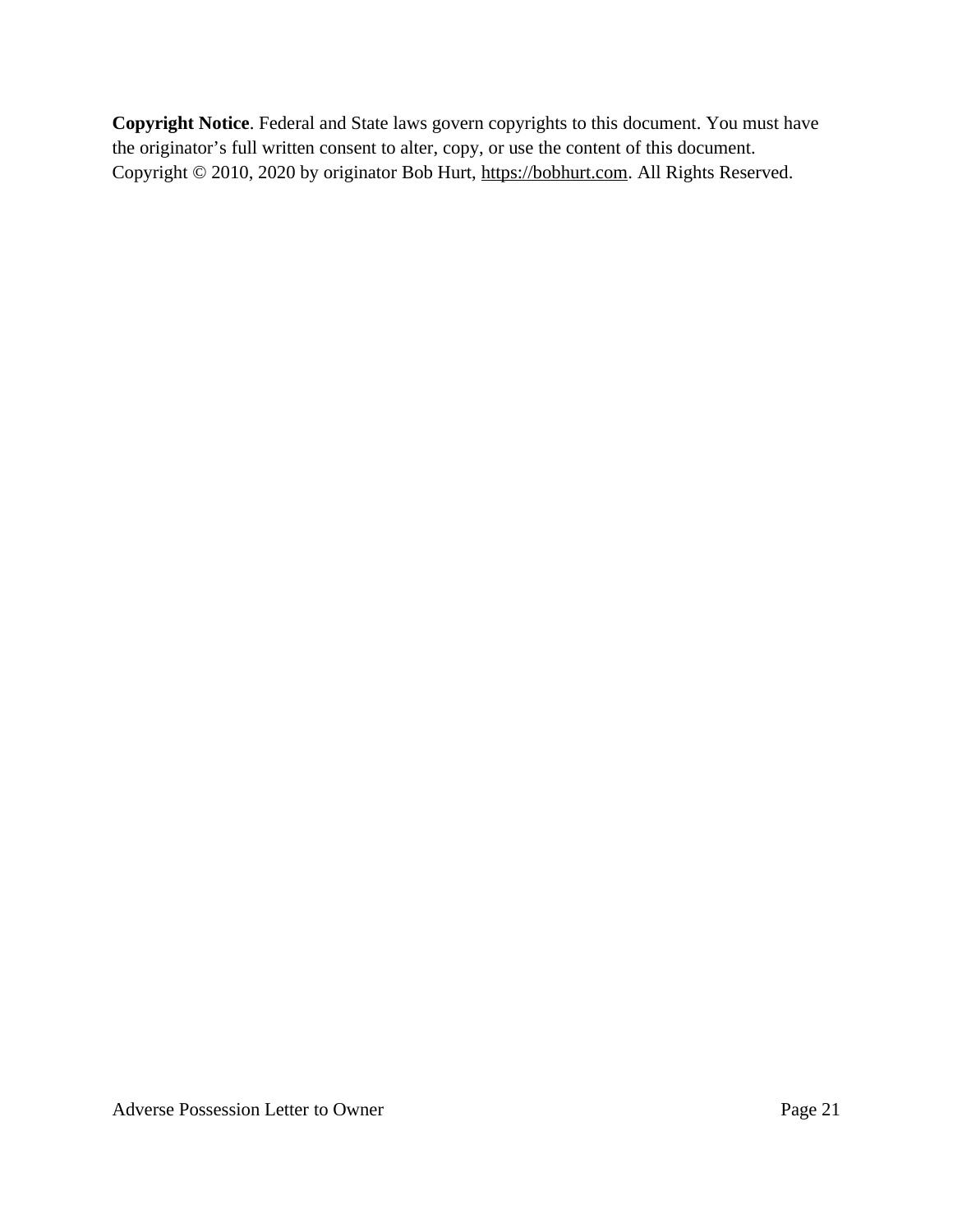**Copyright Notice**. Federal and State laws govern copyrights to this document. You must have the originator's full written consent to alter, copy, or use the content of this document. Copyright © 2010, 2020 by originator Bob Hurt, https://bobhurt.com. All Rights Reserved.